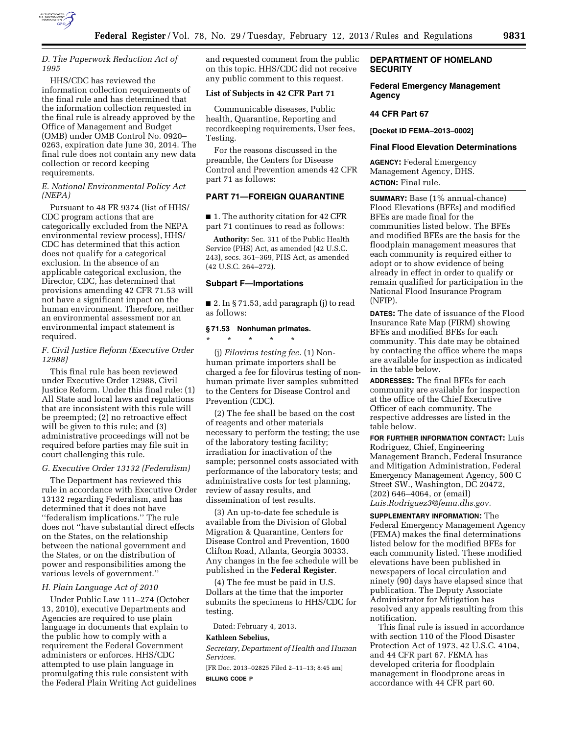### D. The Paperwork Reduction Act of 1995

HHS/CDC has reviewed the information collection requirements of the final rule and has determined that the information collection requested in the final rule is already approved by the Office of Management and Budget (OMB) under OMB Control No. 0920–0263, expiration date June 30, 2014. The final rule does not contain any new data collection or record keeping requirements.

### E. National Environmental Policy Act (NEPA)

Pursuant to 48 FR 9374 (list of HHS/CDC program actions that are categorically excluded from the NEPA environmental review process), HHS/CDC has determined that this action does not qualify for a categorical exclusion. In the absence of an applicable categorical exclusion, the Director, CDC, has determined that provisions amending 42 CFR 71.53 will not have a significant impact on the human environment. Therefore, neither an environmental assessment nor an environmental impact statement is required.

### F. Civil Justice Reform (Executive Order 12988)

This final rule has been reviewed under Executive Order 12988, Civil Justice Reform. Under this final rule: (1) All State and local laws and regulations that are inconsistent with this rule will be preempted; (2) no retroactive effect will be given to this rule; and (3) administrative proceedings will not be required before parties may file suit in court challenging this rule.

### G. Executive Order 13132 (Federalism)

The Department has reviewed this rule in accordance with Executive Order 13132 regarding Federalism, and has determined that it does not have ''federalism implications.'' The rule does not ''have substantial direct effects on the States, on the relationship between the national government and the States, or on the distribution of power and responsibilities among the various levels of government.''

### H. Plain Language Act of 2010

Under Public Law 111–274 (October 13, 2010), executive Departments and Agencies are required to use plain language in documents that explain to the public how to comply with a requirement the Federal Government administers or enforces. HHS/CDC attempted to use plain language in promulgating this rule consistent with the Federal Plain Writing Act guidelines and requested comment from the public on this topic. HHS/CDC did not receive any public comment to this request.

**List of Subjects in 42 CFR Part 71**

Communicable diseases, Public health, Quarantine, Reporting and recordkeeping requirements, User fees, Testing.

For the reasons discussed in the preamble, the Centers for Disease Control and Prevention amends 42 CFR part 71 as follows:

## PART 71—FOREIGN QUARANTINE

■ 1. The authority citation for 42 CFR part 71 continues to read as follows:

**Authority:** Sec. 311 of the Public Health Service (PHS) Act, as amended (42 U.S.C. 243), secs. 361–369, PHS Act, as amended (42 U.S.C. 264–272).

### Subpart F—Importations

■ 2. In § 71.53, add paragraph (j) to read as follows:

**§ 71.53 Nonhuman primates.**

\* \* \* \* \*

(j) *Filovirus testing fee.* (1) Non-human primate importers shall be charged a fee for filovirus testing of non-human primate liver samples submitted to the Centers for Disease Control and Prevention (CDC).

(2) The fee shall be based on the cost of reagents and other materials necessary to perform the testing; the use of the laboratory testing facility; irradiation for inactivation of the sample; personnel costs associated with performance of the laboratory tests; and administrative costs for test planning, review of assay results, and dissemination of test results.

(3) An up-to-date fee schedule is available from the Division of Global Migration & Quarantine, Centers for Disease Control and Prevention, 1600 Clifton Road, Atlanta, Georgia 30333. Any changes in the fee schedule will be published in the **Federal Register**.

(4) The fee must be paid in U.S. Dollars at the time that the importer submits the specimens to HHS/CDC for testing.

Dated: February 4, 2013.

**Kathleen Sebelius,**

*Secretary, Department of Health and Human Services.*

[FR Doc. 2013–02825 Filed 2–11–13; 8:45 am]

**BILLING CODE P**

## DEPARTMENT OF HOMELAND SECURITY

## Federal Emergency Management Agency

## 44 CFR Part 67

**[Docket ID FEMA–2013–0002]**

## Final Flood Elevation Determinations

**AGENCY:** Federal Emergency Management Agency, DHS.

**ACTION:** Final rule.

**SUMMARY:** Base (1% annual-chance) Flood Elevations (BFEs) and modified BFEs are made final for the communities listed below. The BFEs and modified BFEs are the basis for the floodplain management measures that each community is required either to adopt or to show evidence of being already in effect in order to qualify or remain qualified for participation in the National Flood Insurance Program (NFIP).

**DATES:** The date of issuance of the Flood Insurance Rate Map (FIRM) showing BFEs and modified BFEs for each community. This date may be obtained by contacting the office where the maps are available for inspection as indicated in the table below.

**ADDRESSES:** The final BFEs for each community are available for inspection at the office of the Chief Executive Officer of each community. The respective addresses are listed in the table below.

**FOR FURTHER INFORMATION CONTACT:** Luis Rodriguez, Chief, Engineering Management Branch, Federal Insurance and Mitigation Administration, Federal Emergency Management Agency, 500 C Street SW., Washington, DC 20472, (202) 646–4064, or (email) *Luis.Rodriguez3@fema.dhs.gov*.

**SUPPLEMENTARY INFORMATION:** The Federal Emergency Management Agency (FEMA) makes the final determinations listed below for the modified BFEs for each community listed. These modified elevations have been published in newspapers of local circulation and ninety (90) days have elapsed since that publication. The Deputy Associate Administrator for Mitigation has resolved any appeals resulting from this notification.

This final rule is issued in accordance with section 110 of the Flood Disaster Protection Act of 1973, 42 U.S.C. 4104, and 44 CFR part 67. FEMA has developed criteria for floodplain management in floodprone areas in accordance with 44 CFR part 60.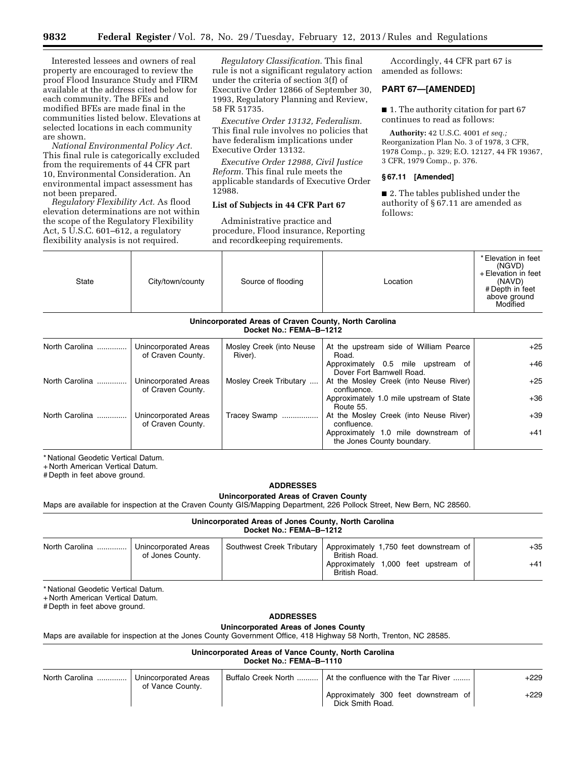Interested lessees and owners of real property are encouraged to review the proof Flood Insurance Study and FIRM available at the address cited below for each community. The BFEs and modified BFEs are made final in the communities listed below. Elevations at selected locations in each community are shown.

*National Environmental Policy Act.* This final rule is categorically excluded from the requirements of 44 CFR part 10, Environmental Consideration. An environmental impact assessment has not been prepared.

*Regulatory Flexibility Act.* As flood elevation determinations are not within the scope of the Regulatory Flexibility Act, 5 U.S.C. 601–612, a regulatory flexibility analysis is not required.

*Regulatory Classification.* This final rule is not a significant regulatory action under the criteria of section 3(f) of Executive Order 12866 of September 30, 1993, Regulatory Planning and Review, 58 FR 51735.

*Executive Order 13132, Federalism.* This final rule involves no policies that have federalism implications under Executive Order 13132.

*Executive Order 12988, Civil Justice Reform.* This final rule meets the applicable standards of Executive Order 12988.

**List of Subjects in 44 CFR Part 67**

Administrative practice and procedure, Flood insurance, Reporting and recordkeeping requirements.

Accordingly, 44 CFR part 67 is amended as follows:

## PART 67—[AMENDED]

■ 1. The authority citation for part 67 continues to read as follows:

**Authority:** 42 U.S.C. 4001 *et seq.;* Reorganization Plan No. 3 of 1978, 3 CFR, 1978 Comp., p. 329; E.O. 12127, 44 FR 19367, 3 CFR, 1979 Comp., p. 376.

### § 67.11 [Amended]

■ 2. The tables published under the authority of § 67.11 are amended as follows:

| State | City/town/county | Source of flooding | Location | * Elevation in feet (NGVD) + Elevation in feet (NAVD) # Depth in feet above ground Modified |
|---|---|---|---|---|
| **Unincorporated Areas of Craven County, North Carolina Docket No.: FEMA–B–1212** | | | | |
| North Carolina | Unincorporated Areas of Craven County. | Mosley Creek (into Neuse River). | At the upstream side of William Pearce Road. | +25 |
| | | | Approximately 0.5 mile upstream of Dover Fort Barnwell Road. | +46 |
| North Carolina | Unincorporated Areas of Craven County. | Mosley Creek Tributary | At the Mosley Creek (into Neuse River) confluence. | +25 |
| | | | Approximately 1.0 mile upstream of State Route 55. | +36 |
| North Carolina | Unincorporated Areas of Craven County. | Tracey Swamp | At the Mosley Creek (into Neuse River) confluence. | +39 |
| | | | Approximately 1.0 mile downstream of the Jones County boundary. | +41 |

\* National Geodetic Vertical Datum.
\+ North American Vertical Datum.
\# Depth in feet above ground.

**ADDRESSES**

**Unincorporated Areas of Craven County**

Maps are available for inspection at the Craven County GIS/Mapping Department, 226 Pollock Street, New Bern, NC 28560.

| State | City/town/county | Source of flooding | Location | * Elevation in feet (NGVD) + Elevation in feet (NAVD) # Depth in feet above ground Modified |
|---|---|---|---|---|
| **Unincorporated Areas of Jones County, North Carolina Docket No.: FEMA–B–1212** | | | | |
| North Carolina | Unincorporated Areas of Jones County. | Southwest Creek Tributary | Approximately 1,750 feet downstream of British Road. | +35 |
| | | | Approximately 1,000 feet upstream of British Road. | +41 |

\* National Geodetic Vertical Datum.
\+ North American Vertical Datum.
\# Depth in feet above ground.

**ADDRESSES**

**Unincorporated Areas of Jones County**

Maps are available for inspection at the Jones County Government Office, 418 Highway 58 North, Trenton, NC 28585.

| State | City/town/county | Source of flooding | Location | * Elevation in feet (NGVD) + Elevation in feet (NAVD) # Depth in feet above ground Modified |
|---|---|---|---|---|
| **Unincorporated Areas of Vance County, North Carolina Docket No.: FEMA–B–1110** | | | | |
| North Carolina | Unincorporated Areas of Vance County. | Buffalo Creek North | At the confluence with the Tar River | +229 |
| | | | Approximately 300 feet downstream of Dick Smith Road. | +229 |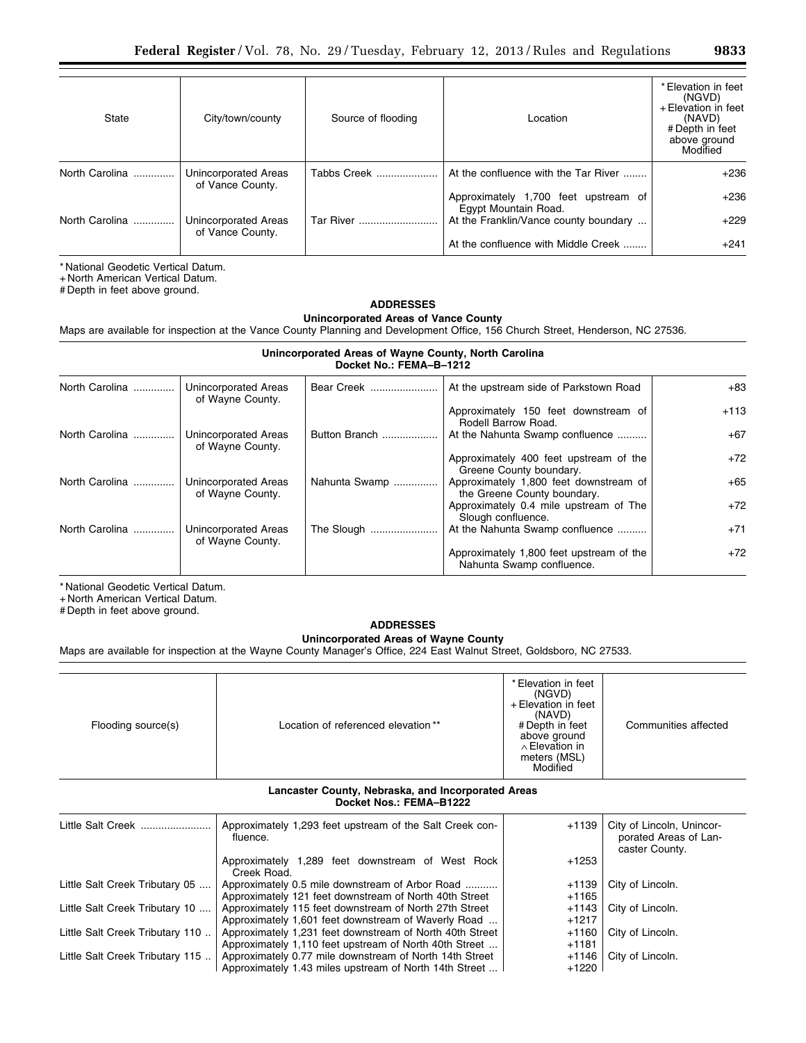| State | City/town/county | Source of flooding | Location | * Elevation in feet (NGVD) + Elevation in feet (NAVD) # Depth in feet above ground Modified |
|---|---|---|---|---|
| North Carolina | Unincorporated Areas of Vance County. | Tabbs Creek | At the confluence with the Tar River | +236 |
| | | | Approximately 1,700 feet upstream of Egypt Mountain Road. | +236 |
| North Carolina | Unincorporated Areas of Vance County. | Tar River | At the Franklin/Vance county boundary | +229 |
| | | | At the confluence with Middle Creek | +241 |

* National Geodetic Vertical Datum.
+ North American Vertical Datum.
# Depth in feet above ground.

**ADDRESSES**

**Unincorporated Areas of Vance County**

Maps are available for inspection at the Vance County Planning and Development Office, 156 Church Street, Henderson, NC 27536.

**Unincorporated Areas of Wayne County, North Carolina**
**Docket No.: FEMA–B–1212**

| State | City/town/county | Source of flooding | Location | * Elevation in feet (NGVD) + Elevation in feet (NAVD) # Depth in feet above ground Modified |
|---|---|---|---|---|
| North Carolina | Unincorporated Areas of Wayne County. | Bear Creek | At the upstream side of Parkstown Road | +83 |
| | | | Approximately 150 feet downstream of Rodell Barrow Road. | +113 |
| North Carolina | Unincorporated Areas of Wayne County. | Button Branch | At the Nahunta Swamp confluence | +67 |
| | | | Approximately 400 feet upstream of the Greene County boundary. | +72 |
| North Carolina | Unincorporated Areas of Wayne County. | Nahunta Swamp | Approximately 1,800 feet downstream of the Greene County boundary. | +65 |
| | | | Approximately 0.4 mile upstream of The Slough confluence. | +72 |
| North Carolina | Unincorporated Areas of Wayne County. | The Slough | At the Nahunta Swamp confluence | +71 |
| | | | Approximately 1,800 feet upstream of the Nahunta Swamp confluence. | +72 |

* National Geodetic Vertical Datum.
+ North American Vertical Datum.
# Depth in feet above ground.

**ADDRESSES**

**Unincorporated Areas of Wayne County**

Maps are available for inspection at the Wayne County Manager's Office, 224 East Walnut Street, Goldsboro, NC 27533.

| Flooding source(s) | Location of referenced elevation ** | * Elevation in feet (NGVD) + Elevation in feet (NAVD) # Depth in feet above ground ∧ Elevation in meters (MSL) Modified | Communities affected |
|---|---|---|---|
| **Lancaster County, Nebraska, and Incorporated Areas Docket Nos.: FEMA–B1222** | | | |
| Little Salt Creek | Approximately 1,293 feet upstream of the Salt Creek confluence. | +1139 | City of Lincoln, Unincorporated Areas of Lancaster County. |
| | Approximately 1,289 feet downstream of West Rock Creek Road. | +1253 | |
| Little Salt Creek Tributary 05 | Approximately 0.5 mile downstream of Arbor Road | +1139 | City of Lincoln. |
| | Approximately 121 feet downstream of North 40th Street | +1165 | |
| Little Salt Creek Tributary 10 | Approximately 115 feet downstream of North 27th Street | +1143 | City of Lincoln. |
| | Approximately 1,601 feet downstream of Waverly Road | +1217 | |
| Little Salt Creek Tributary 110 | Approximately 1,231 feet downstream of North 40th Street | +1160 | City of Lincoln. |
| | Approximately 1,110 feet upstream of North 40th Street | +1181 | |
| Little Salt Creek Tributary 115 | Approximately 0.77 mile downstream of North 14th Street | +1146 | City of Lincoln. |
| | Approximately 1.43 miles upstream of North 14th Street | +1220 | |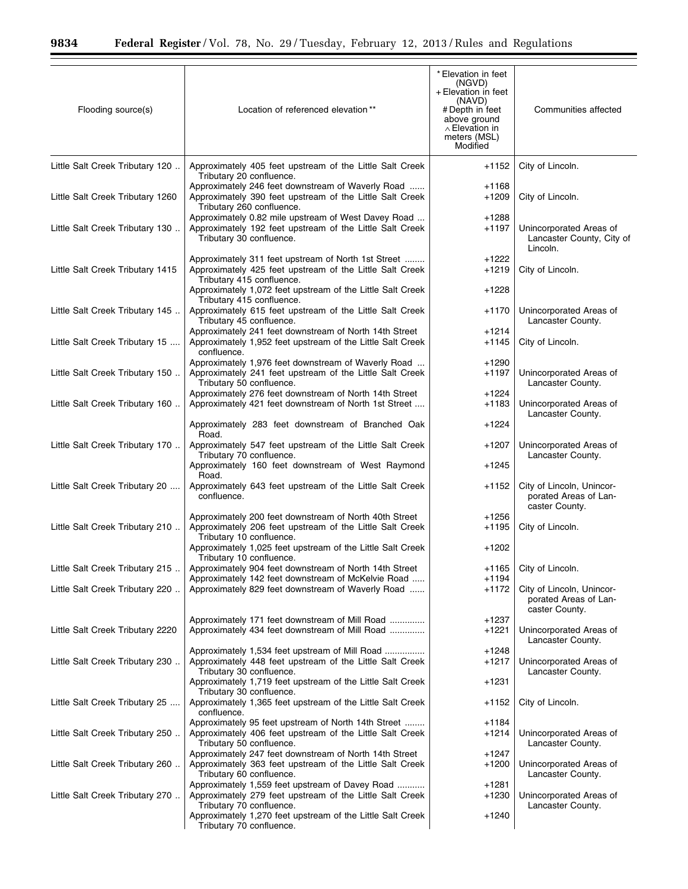| Flooding source(s) | Location of referenced elevation ** | * Elevation in feet (NGVD) + Elevation in feet (NAVD) # Depth in feet above ground ∧ Elevation in meters (MSL) Modified | Communities affected |
|---|---|---|---|
| Little Salt Creek Tributary 120 | Approximately 405 feet upstream of the Little Salt Creek Tributary 20 confluence. | +1152 | City of Lincoln. |
| | Approximately 246 feet downstream of Waverly Road | +1168 | |
| Little Salt Creek Tributary 1260 | Approximately 390 feet upstream of the Little Salt Creek Tributary 260 confluence. | +1209 | City of Lincoln. |
| | Approximately 0.82 mile upstream of West Davey Road | +1288 | |
| Little Salt Creek Tributary 130 | Approximately 192 feet upstream of the Little Salt Creek Tributary 30 confluence. | +1197 | Unincorporated Areas of Lancaster County, City of Lincoln. |
| | Approximately 311 feet upstream of North 1st Street | +1222 | |
| Little Salt Creek Tributary 1415 | Approximately 425 feet upstream of the Little Salt Creek Tributary 415 confluence. | +1219 | City of Lincoln. |
| | Approximately 1,072 feet upstream of the Little Salt Creek Tributary 415 confluence. | +1228 | |
| Little Salt Creek Tributary 145 | Approximately 615 feet upstream of the Little Salt Creek Tributary 45 confluence. | +1170 | Unincorporated Areas of Lancaster County. |
| | Approximately 241 feet downstream of North 14th Street | +1214 | |
| Little Salt Creek Tributary 15 | Approximately 1,952 feet upstream of the Little Salt Creek confluence. | +1145 | City of Lincoln. |
| | Approximately 1,976 feet downstream of Waverly Road | +1290 | |
| Little Salt Creek Tributary 150 | Approximately 241 feet upstream of the Little Salt Creek Tributary 50 confluence. | +1197 | Unincorporated Areas of Lancaster County. |
| | Approximately 276 feet downstream of North 14th Street | +1224 | |
| Little Salt Creek Tributary 160 | Approximately 421 feet downstream of North 1st Street | +1183 | Unincorporated Areas of Lancaster County. |
| | Approximately 283 feet downstream of Branched Oak Road. | +1224 | |
| Little Salt Creek Tributary 170 | Approximately 547 feet upstream of the Little Salt Creek Tributary 70 confluence. | +1207 | Unincorporated Areas of Lancaster County. |
| | Approximately 160 feet downstream of West Raymond Road. | +1245 | |
| Little Salt Creek Tributary 20 | Approximately 643 feet upstream of the Little Salt Creek confluence. | +1152 | City of Lincoln, Unincorporated Areas of Lancaster County. |
| | Approximately 200 feet downstream of North 40th Street | +1256 | |
| Little Salt Creek Tributary 210 | Approximately 206 feet upstream of the Little Salt Creek Tributary 10 confluence. | +1195 | City of Lincoln. |
| | Approximately 1,025 feet upstream of the Little Salt Creek Tributary 10 confluence. | +1202 | |
| Little Salt Creek Tributary 215 | Approximately 904 feet downstream of North 14th Street | +1165 | City of Lincoln. |
| | Approximately 142 feet downstream of McKelvie Road | +1194 | |
| Little Salt Creek Tributary 220 | Approximately 829 feet downstream of Waverly Road | +1172 | City of Lincoln, Unincorporated Areas of Lancaster County. |
| | Approximately 171 feet downstream of Mill Road | +1237 | |
| Little Salt Creek Tributary 2220 | Approximately 434 feet downstream of Mill Road | +1221 | Unincorporated Areas of Lancaster County. |
| | Approximately 1,534 feet upstream of Mill Road | +1248 | |
| Little Salt Creek Tributary 230 | Approximately 448 feet upstream of the Little Salt Creek Tributary 30 confluence. | +1217 | Unincorporated Areas of Lancaster County. |
| | Approximately 1,719 feet upstream of the Little Salt Creek Tributary 30 confluence. | +1231 | |
| Little Salt Creek Tributary 25 | Approximately 1,365 feet upstream of the Little Salt Creek confluence. | +1152 | City of Lincoln. |
| | Approximately 95 feet upstream of North 14th Street | +1184 | |
| Little Salt Creek Tributary 250 | Approximately 406 feet upstream of the Little Salt Creek Tributary 50 confluence. | +1214 | Unincorporated Areas of Lancaster County. |
| | Approximately 247 feet downstream of North 14th Street | +1247 | |
| Little Salt Creek Tributary 260 | Approximately 363 feet upstream of the Little Salt Creek Tributary 60 confluence. | +1200 | Unincorporated Areas of Lancaster County. |
| | Approximately 1,559 feet upstream of Davey Road | +1281 | |
| Little Salt Creek Tributary 270 | Approximately 279 feet upstream of the Little Salt Creek Tributary 70 confluence. | +1230 | Unincorporated Areas of Lancaster County. |
| | Approximately 1,270 feet upstream of the Little Salt Creek Tributary 70 confluence. | +1240 | |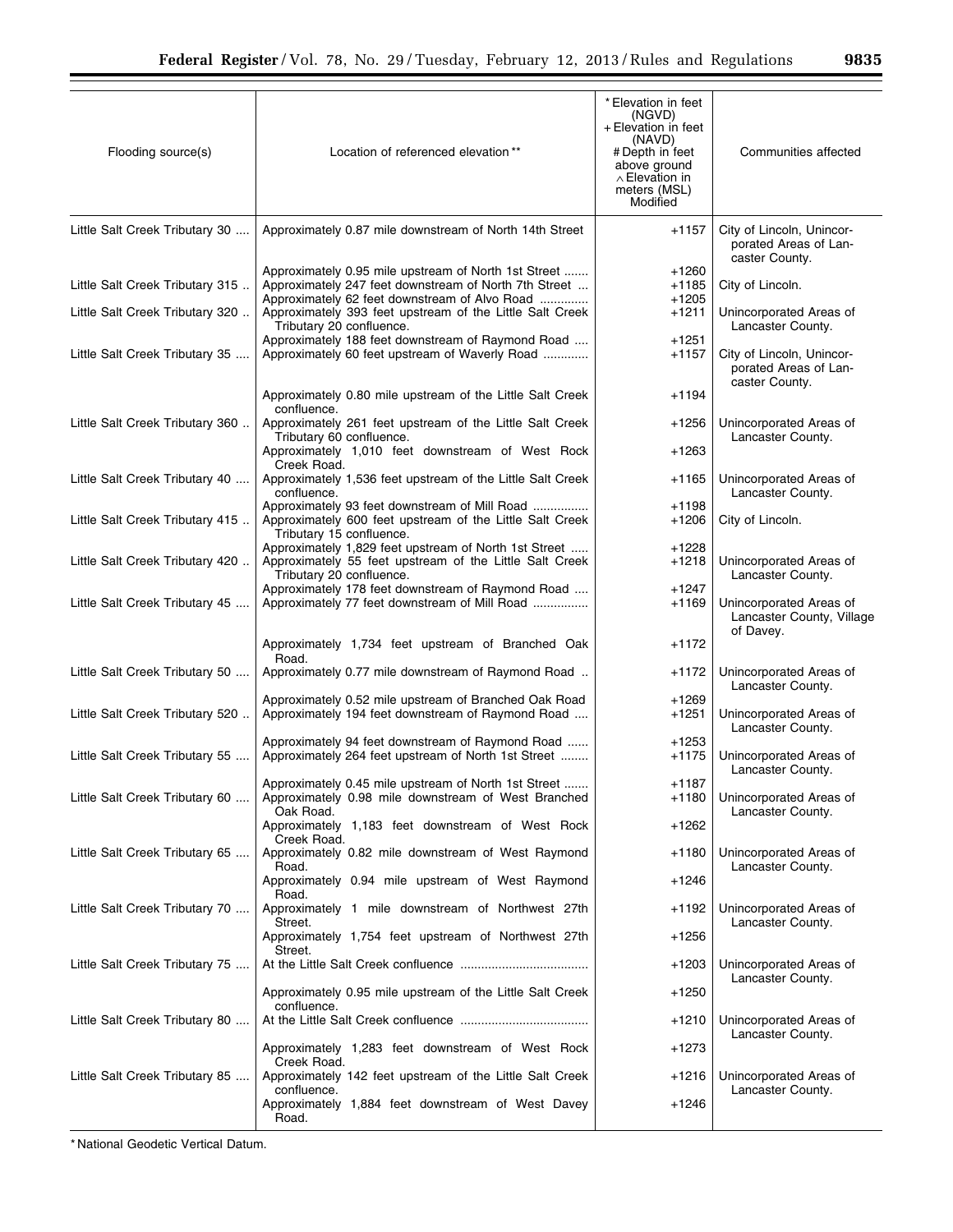| Flooding source(s) | Location of referenced elevation ** | * Elevation in feet (NGVD) + Elevation in feet (NAVD) # Depth in feet above ground ∧ Elevation in meters (MSL) Modified | Communities affected |
|---|---|---|---|
| Little Salt Creek Tributary 30 | Approximately 0.87 mile downstream of North 14th Street | +1157 | City of Lincoln, Unincorporated Areas of Lancaster County. |
| | Approximately 0.95 mile upstream of North 1st Street | +1260 | |
| Little Salt Creek Tributary 315 | Approximately 247 feet downstream of North 7th Street | +1185 | City of Lincoln. |
| | Approximately 62 feet downstream of Alvo Road | +1205 | |
| Little Salt Creek Tributary 320 | Approximately 393 feet upstream of the Little Salt Creek Tributary 20 confluence. | +1211 | Unincorporated Areas of Lancaster County. |
| | Approximately 188 feet downstream of Raymond Road | +1251 | |
| Little Salt Creek Tributary 35 | Approximately 60 feet upstream of Waverly Road | +1157 | City of Lincoln, Unincorporated Areas of Lancaster County. |
| | Approximately 0.80 mile upstream of the Little Salt Creek confluence. | +1194 | |
| Little Salt Creek Tributary 360 | Approximately 261 feet upstream of the Little Salt Creek Tributary 60 confluence. | +1256 | Unincorporated Areas of Lancaster County. |
| | Approximately 1,010 feet downstream of West Rock Creek Road. | +1263 | |
| Little Salt Creek Tributary 40 | Approximately 1,536 feet upstream of the Little Salt Creek confluence. | +1165 | Unincorporated Areas of Lancaster County. |
| | Approximately 93 feet downstream of Mill Road | +1198 | |
| Little Salt Creek Tributary 415 | Approximately 600 feet upstream of the Little Salt Creek Tributary 15 confluence. | +1206 | City of Lincoln. |
| | Approximately 1,829 feet upstream of North 1st Street | +1228 | |
| Little Salt Creek Tributary 420 | Approximately 55 feet upstream of the Little Salt Creek Tributary 20 confluence. | +1218 | Unincorporated Areas of Lancaster County. |
| | Approximately 178 feet downstream of Raymond Road | +1247 | |
| Little Salt Creek Tributary 45 | Approximately 77 feet downstream of Mill Road | +1169 | Unincorporated Areas of Lancaster County, Village of Davey. |
| | Approximately 1,734 feet upstream of Branched Oak Road. | +1172 | |
| Little Salt Creek Tributary 50 | Approximately 0.77 mile downstream of Raymond Road | +1172 | Unincorporated Areas of Lancaster County. |
| | Approximately 0.52 mile upstream of Branched Oak Road | +1269 | |
| Little Salt Creek Tributary 520 | Approximately 194 feet downstream of Raymond Road | +1251 | Unincorporated Areas of Lancaster County. |
| | Approximately 94 feet downstream of Raymond Road | +1253 | |
| Little Salt Creek Tributary 55 | Approximately 264 feet upstream of North 1st Street | +1175 | Unincorporated Areas of Lancaster County. |
| | Approximately 0.45 mile upstream of North 1st Street | +1187 | |
| Little Salt Creek Tributary 60 | Approximately 0.98 mile downstream of West Branched Oak Road. | +1180 | Unincorporated Areas of Lancaster County. |
| | Approximately 1,183 feet downstream of West Rock Creek Road. | +1262 | |
| Little Salt Creek Tributary 65 | Approximately 0.82 mile downstream of West Raymond Road. | +1180 | Unincorporated Areas of Lancaster County. |
| | Approximately 0.94 mile upstream of West Raymond Road. | +1246 | |
| Little Salt Creek Tributary 70 | Approximately 1 mile downstream of Northwest 27th Street. | +1192 | Unincorporated Areas of Lancaster County. |
| | Approximately 1,754 feet upstream of Northwest 27th Street. | +1256 | |
| Little Salt Creek Tributary 75 | At the Little Salt Creek confluence | +1203 | Unincorporated Areas of Lancaster County. |
| | Approximately 0.95 mile upstream of the Little Salt Creek confluence. | +1250 | |
| Little Salt Creek Tributary 80 | At the Little Salt Creek confluence | +1210 | Unincorporated Areas of Lancaster County. |
| | Approximately 1,283 feet downstream of West Rock Creek Road. | +1273 | |
| Little Salt Creek Tributary 85 | Approximately 142 feet upstream of the Little Salt Creek confluence. | +1216 | Unincorporated Areas of Lancaster County. |
| | Approximately 1,884 feet downstream of West Davey Road. | +1246 | |

* National Geodetic Vertical Datum.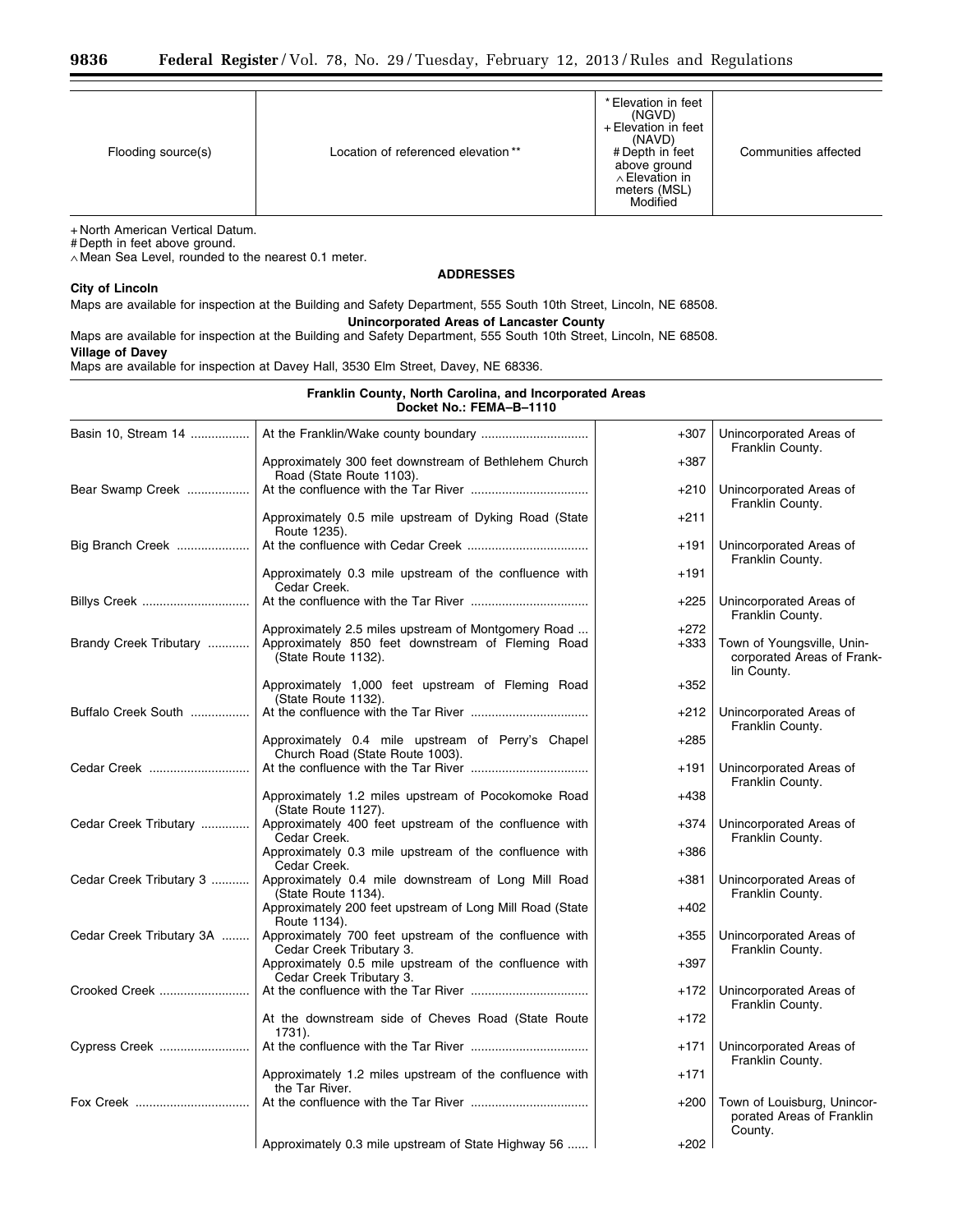| Flooding source(s) | Location of referenced elevation ** | * Elevation in feet (NGVD) + Elevation in feet (NAVD) # Depth in feet above ground ∧ Elevation in meters (MSL) Modified | Communities affected |
|---|---|---|---|

+ North American Vertical Datum.
# Depth in feet above ground.
∧ Mean Sea Level, rounded to the nearest 0.1 meter.

**ADDRESSES**

**City of Lincoln**

Maps are available for inspection at the Building and Safety Department, 555 South 10th Street, Lincoln, NE 68508.

**Unincorporated Areas of Lancaster County**

Maps are available for inspection at the Building and Safety Department, 555 South 10th Street, Lincoln, NE 68508.

**Village of Davey**

Maps are available for inspection at Davey Hall, 3530 Elm Street, Davey, NE 68336.

**Franklin County, North Carolina, and Incorporated Areas**
**Docket No.: FEMA–B–1110**

| Flooding source(s) | Location of referenced elevation ** | Elevation | Communities affected |
|---|---|---|---|
| Basin 10, Stream 14 | At the Franklin/Wake county boundary | +307 | Unincorporated Areas of Franklin County. |
| | Approximately 300 feet downstream of Bethlehem Church Road (State Route 1103). | +387 | |
| Bear Swamp Creek | At the confluence with the Tar River | +210 | Unincorporated Areas of Franklin County. |
| | Approximately 0.5 mile upstream of Dyking Road (State Route 1235). | +211 | |
| Big Branch Creek | At the confluence with Cedar Creek | +191 | Unincorporated Areas of Franklin County. |
| | Approximately 0.3 mile upstream of the confluence with Cedar Creek. | +191 | |
| Billys Creek | At the confluence with the Tar River | +225 | Unincorporated Areas of Franklin County. |
| | Approximately 2.5 miles upstream of Montgomery Road | +272 | |
| Brandy Creek Tributary | Approximately 850 feet downstream of Fleming Road (State Route 1132). | +333 | Town of Youngsville, Unincorporated Areas of Franklin County. |
| | Approximately 1,000 feet upstream of Fleming Road (State Route 1132). | +352 | |
| Buffalo Creek South | At the confluence with the Tar River | +212 | Unincorporated Areas of Franklin County. |
| | Approximately 0.4 mile upstream of Perry's Chapel Church Road (State Route 1003). | +285 | |
| Cedar Creek | At the confluence with the Tar River | +191 | Unincorporated Areas of Franklin County. |
| | Approximately 1.2 miles upstream of Pocokomoke Road (State Route 1127). | +438 | |
| Cedar Creek Tributary | Approximately 400 feet upstream of the confluence with Cedar Creek. | +374 | Unincorporated Areas of Franklin County. |
| | Approximately 0.3 mile upstream of the confluence with Cedar Creek. | +386 | |
| Cedar Creek Tributary 3 | Approximately 0.4 mile downstream of Long Mill Road (State Route 1134). | +381 | Unincorporated Areas of Franklin County. |
| | Approximately 200 feet upstream of Long Mill Road (State Route 1134). | +402 | |
| Cedar Creek Tributary 3A | Approximately 700 feet upstream of the confluence with Cedar Creek Tributary 3. | +355 | Unincorporated Areas of Franklin County. |
| | Approximately 0.5 mile upstream of the confluence with Cedar Creek Tributary 3. | +397 | |
| Crooked Creek | At the confluence with the Tar River | +172 | Unincorporated Areas of Franklin County. |
| | At the downstream side of Cheves Road (State Route 1731). | +172 | |
| Cypress Creek | At the confluence with the Tar River | +171 | Unincorporated Areas of Franklin County. |
| | Approximately 1.2 miles upstream of the confluence with the Tar River. | +171 | |
| Fox Creek | At the confluence with the Tar River | +200 | Town of Louisburg, Unincorporated Areas of Franklin County. |
| | Approximately 0.3 mile upstream of State Highway 56 | +202 | |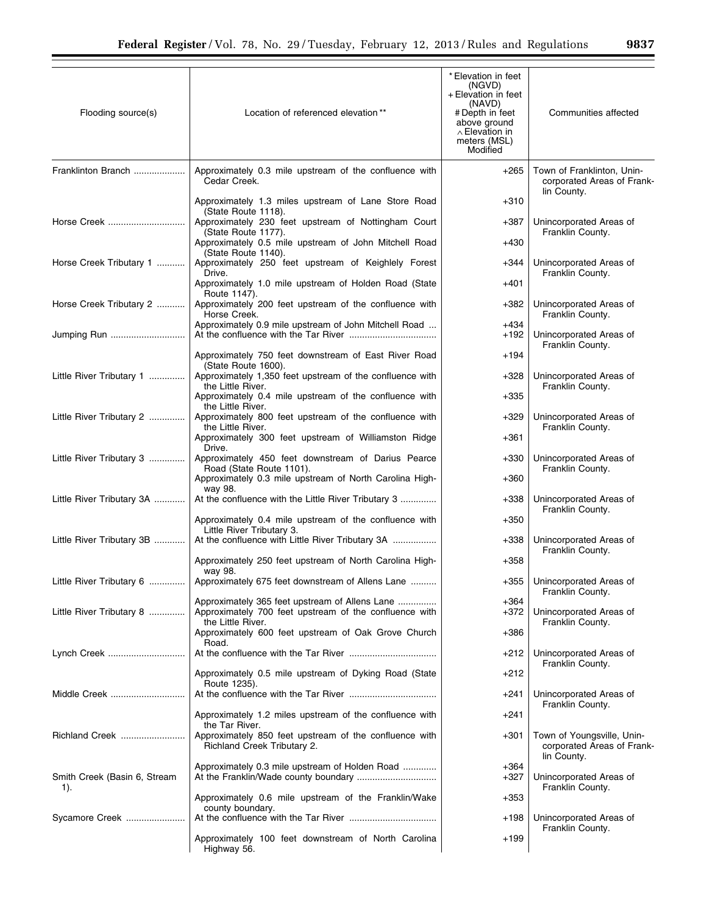| Flooding source(s) | Location of referenced elevation ** | * Elevation in feet (NGVD) + Elevation in feet (NAVD) # Depth in feet above ground ∧ Elevation in meters (MSL) Modified | Communities affected |
|---|---|---|---|
| Franklinton Branch | Approximately 0.3 mile upstream of the confluence with Cedar Creek. | +265 | Town of Franklinton, Unincorporated Areas of Franklin County. |
| | Approximately 1.3 miles upstream of Lane Store Road (State Route 1118). | +310 | |
| Horse Creek | Approximately 230 feet upstream of Nottingham Court (State Route 1177). | +387 | Unincorporated Areas of Franklin County. |
| | Approximately 0.5 mile upstream of John Mitchell Road (State Route 1140). | +430 | |
| Horse Creek Tributary 1 | Approximately 250 feet upstream of Keighlely Forest Drive. | +344 | Unincorporated Areas of Franklin County. |
| | Approximately 1.0 mile upstream of Holden Road (State Route 1147). | +401 | |
| Horse Creek Tributary 2 | Approximately 200 feet upstream of the confluence with Horse Creek. | +382 | Unincorporated Areas of Franklin County. |
| | Approximately 0.9 mile upstream of John Mitchell Road | +434 | |
| Jumping Run | At the confluence with the Tar River | +192 | Unincorporated Areas of Franklin County. |
| | Approximately 750 feet downstream of East River Road (State Route 1600). | +194 | |
| Little River Tributary 1 | Approximately 1,350 feet upstream of the confluence with the Little River. | +328 | Unincorporated Areas of Franklin County. |
| | Approximately 0.4 mile upstream of the confluence with the Little River. | +335 | |
| Little River Tributary 2 | Approximately 800 feet upstream of the confluence with the Little River. | +329 | Unincorporated Areas of Franklin County. |
| | Approximately 300 feet upstream of Williamston Ridge Drive. | +361 | |
| Little River Tributary 3 | Approximately 450 feet downstream of Darius Pearce Road (State Route 1101). | +330 | Unincorporated Areas of Franklin County. |
| | Approximately 0.3 mile upstream of North Carolina Highway 98. | +360 | |
| Little River Tributary 3A | At the confluence with the Little River Tributary 3 | +338 | Unincorporated Areas of Franklin County. |
| | Approximately 0.4 mile upstream of the confluence with Little River Tributary 3. | +350 | |
| Little River Tributary 3B | At the confluence with Little River Tributary 3A | +338 | Unincorporated Areas of Franklin County. |
| | Approximately 250 feet upstream of North Carolina Highway 98. | +358 | |
| Little River Tributary 6 | Approximately 675 feet downstream of Allens Lane | +355 | Unincorporated Areas of Franklin County. |
| | Approximately 365 feet upstream of Allens Lane | +364 | |
| Little River Tributary 8 | Approximately 700 feet upstream of the confluence with the Little River. | +372 | Unincorporated Areas of Franklin County. |
| | Approximately 600 feet upstream of Oak Grove Church Road. | +386 | |
| Lynch Creek | At the confluence with the Tar River | +212 | Unincorporated Areas of Franklin County. |
| | Approximately 0.5 mile upstream of Dyking Road (State Route 1235). | +212 | |
| Middle Creek | At the confluence with the Tar River | +241 | Unincorporated Areas of Franklin County. |
| | Approximately 1.2 miles upstream of the confluence with the Tar River. | +241 | |
| Richland Creek | Approximately 850 feet upstream of the confluence with Richland Creek Tributary 2. | +301 | Town of Youngsville, Unincorporated Areas of Franklin County. |
| | Approximately 0.3 mile upstream of Holden Road | +364 | |
| Smith Creek (Basin 6, Stream 1). | At the Franklin/Wade county boundary | +327 | Unincorporated Areas of Franklin County. |
| | Approximately 0.6 mile upstream of the Franklin/Wake county boundary. | +353 | |
| Sycamore Creek | At the confluence with the Tar River | +198 | Unincorporated Areas of Franklin County. |
| | Approximately 100 feet downstream of North Carolina Highway 56. | +199 | |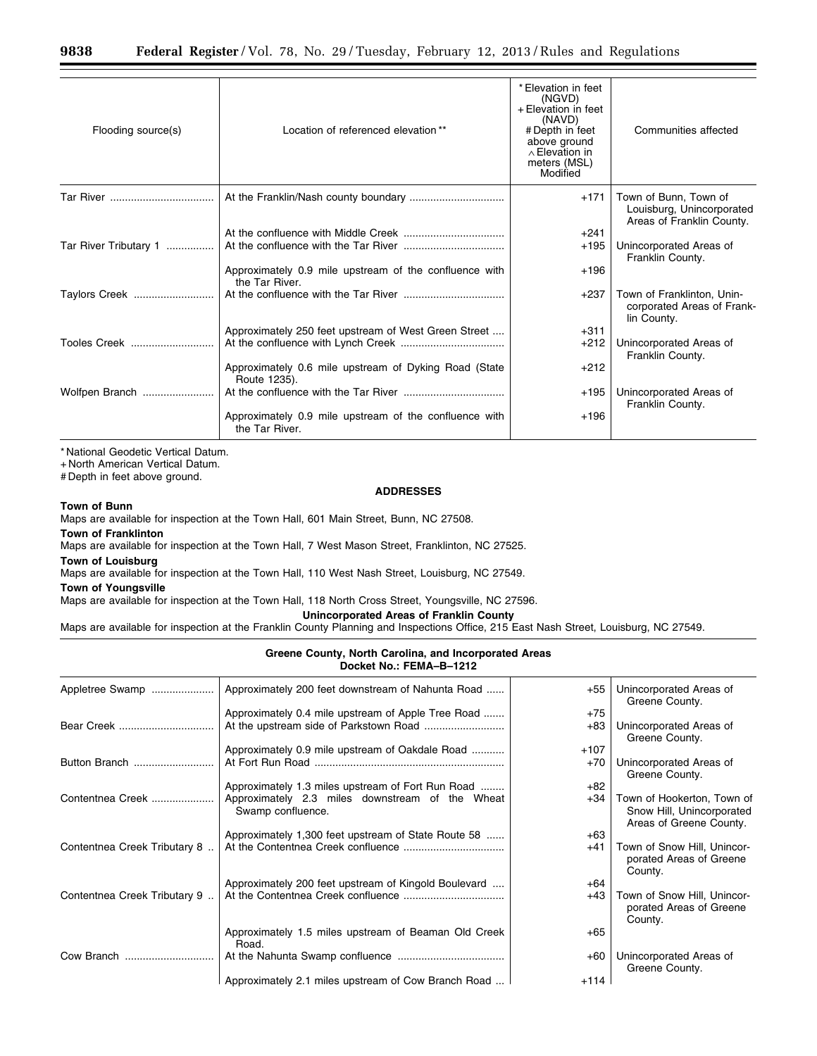| Flooding source(s) | Location of referenced elevation ** | * Elevation in feet (NGVD) + Elevation in feet (NAVD) # Depth in feet above ground ∧ Elevation in meters (MSL) Modified | Communities affected |
|---|---|---|---|
| Tar River | At the Franklin/Nash county boundary | +171 | Town of Bunn, Town of Louisburg, Unincorporated Areas of Franklin County. |
| | At the confluence with Middle Creek | +241 | |
| Tar River Tributary 1 | At the confluence with the Tar River | +195 | Unincorporated Areas of Franklin County. |
| | Approximately 0.9 mile upstream of the confluence with the Tar River. | +196 | |
| Taylors Creek | At the confluence with the Tar River | +237 | Town of Franklinton, Unincorporated Areas of Franklin County. |
| | Approximately 250 feet upstream of West Green Street | +311 | |
| Tooles Creek | At the confluence with Lynch Creek | +212 | Unincorporated Areas of Franklin County. |
| | Approximately 0.6 mile upstream of Dyking Road (State Route 1235). | +212 | |
| Wolfpen Branch | At the confluence with the Tar River | +195 | Unincorporated Areas of Franklin County. |
| | Approximately 0.9 mile upstream of the confluence with the Tar River. | +196 | |

* National Geodetic Vertical Datum.
+ North American Vertical Datum.
# Depth in feet above ground.

**ADDRESSES**

**Town of Bunn**
Maps are available for inspection at the Town Hall, 601 Main Street, Bunn, NC 27508.

**Town of Franklinton**
Maps are available for inspection at the Town Hall, 7 West Mason Street, Franklinton, NC 27525.

**Town of Louisburg**
Maps are available for inspection at the Town Hall, 110 West Nash Street, Louisburg, NC 27549.

**Town of Youngsville**
Maps are available for inspection at the Town Hall, 118 North Cross Street, Youngsville, NC 27596.

**Unincorporated Areas of Franklin County**
Maps are available for inspection at the Franklin County Planning and Inspections Office, 215 East Nash Street, Louisburg, NC 27549.

**Greene County, North Carolina, and Incorporated Areas**
**Docket No.: FEMA–B–1212**

| Flooding source(s) | Location of referenced elevation ** | * Elevation in feet (NGVD) + Elevation in feet (NAVD) # Depth in feet above ground ∧ Elevation in meters (MSL) Modified | Communities affected |
|---|---|---|---|
| Appletree Swamp | Approximately 200 feet downstream of Nahunta Road | +55 | Unincorporated Areas of Greene County. |
| | Approximately 0.4 mile upstream of Apple Tree Road | +75 | |
| Bear Creek | At the upstream side of Parkstown Road | +83 | Unincorporated Areas of Greene County. |
| | Approximately 0.9 mile upstream of Oakdale Road | +107 | |
| Button Branch | At Fort Run Road | +70 | Unincorporated Areas of Greene County. |
| | Approximately 1.3 miles upstream of Fort Run Road | +82 | |
| Contentnea Creek | Approximately 2.3 miles downstream of the Wheat Swamp confluence. | +34 | Town of Hookerton, Town of Snow Hill, Unincorporated Areas of Greene County. |
| | Approximately 1,300 feet upstream of State Route 58 | +63 | |
| Contentnea Creek Tributary 8 | At the Contentnea Creek confluence | +41 | Town of Snow Hill, Unincorporated Areas of Greene County. |
| | Approximately 200 feet upstream of Kingold Boulevard | +64 | |
| Contentnea Creek Tributary 9 | At the Contentnea Creek confluence | +43 | Town of Snow Hill, Unincorporated Areas of Greene County. |
| | Approximately 1.5 miles upstream of Beaman Old Creek Road. | +65 | |
| Cow Branch | At the Nahunta Swamp confluence | +60 | Unincorporated Areas of Greene County. |
| | Approximately 2.1 miles upstream of Cow Branch Road | +114 | |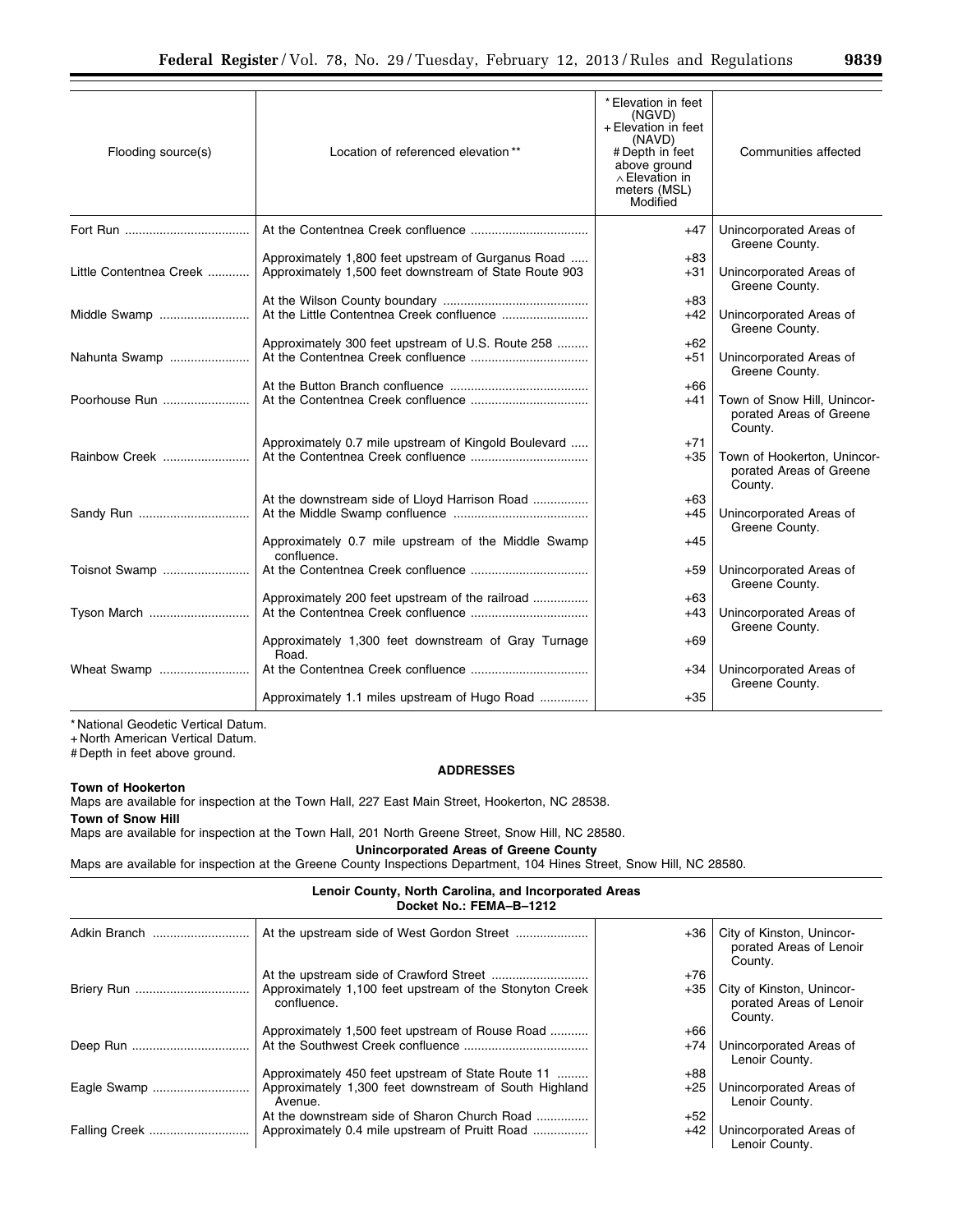| Flooding source(s) | Location of referenced elevation ** | * Elevation in feet (NGVD) + Elevation in feet (NAVD) # Depth in feet above ground ∧ Elevation in meters (MSL) Modified | Communities affected |
|---|---|---|---|
| Fort Run | At the Contentnea Creek confluence | +47 | Unincorporated Areas of Greene County. |
| | Approximately 1,800 feet upstream of Gurganus Road | +83 | |
| Little Contentnea Creek | Approximately 1,500 feet downstream of State Route 903 | +31 | Unincorporated Areas of Greene County. |
| | At the Wilson County boundary | +83 | |
| Middle Swamp | At the Little Contentnea Creek confluence | +42 | Unincorporated Areas of Greene County. |
| | Approximately 300 feet upstream of U.S. Route 258 | +62 | |
| Nahunta Swamp | At the Contentnea Creek confluence | +51 | Unincorporated Areas of Greene County. |
| | At the Button Branch confluence | +66 | |
| Poorhouse Run | At the Contentnea Creek confluence | +41 | Town of Snow Hill, Unincorporated Areas of Greene County. |
| | Approximately 0.7 mile upstream of Kingold Boulevard | +71 | |
| Rainbow Creek | At the Contentnea Creek confluence | +35 | Town of Hookerton, Unincorporated Areas of Greene County. |
| | At the downstream side of Lloyd Harrison Road | +63 | |
| Sandy Run | At the Middle Swamp confluence | +45 | Unincorporated Areas of Greene County. |
| | Approximately 0.7 mile upstream of the Middle Swamp confluence. | +45 | |
| Toisnot Swamp | At the Contentnea Creek confluence | +59 | Unincorporated Areas of Greene County. |
| | Approximately 200 feet upstream of the railroad | +63 | |
| Tyson March | At the Contentnea Creek confluence | +43 | Unincorporated Areas of Greene County. |
| | Approximately 1,300 feet downstream of Gray Turnage Road. | +69 | |
| Wheat Swamp | At the Contentnea Creek confluence | +34 | Unincorporated Areas of Greene County. |
| | Approximately 1.1 miles upstream of Hugo Road | +35 | |

* National Geodetic Vertical Datum.
+ North American Vertical Datum.
# Depth in feet above ground.

**ADDRESSES**

**Town of Hookerton**

Maps are available for inspection at the Town Hall, 227 East Main Street, Hookerton, NC 28538.

**Town of Snow Hill**

Maps are available for inspection at the Town Hall, 201 North Greene Street, Snow Hill, NC 28580.

**Unincorporated Areas of Greene County**

Maps are available for inspection at the Greene County Inspections Department, 104 Hines Street, Snow Hill, NC 28580.

**Lenoir County, North Carolina, and Incorporated Areas**
**Docket No.: FEMA–B–1212**

| Flooding source(s) | Location of referenced elevation ** | Elevation | Communities affected |
|---|---|---|---|
| Adkin Branch | At the upstream side of West Gordon Street | +36 | City of Kinston, Unincorporated Areas of Lenoir County. |
| | At the upstream side of Crawford Street | +76 | |
| Briery Run | Approximately 1,100 feet upstream of the Stonyton Creek confluence. | +35 | City of Kinston, Unincorporated Areas of Lenoir County. |
| | Approximately 1,500 feet upstream of Rouse Road | +66 | |
| Deep Run | At the Southwest Creek confluence | +74 | Unincorporated Areas of Lenoir County. |
| | Approximately 450 feet upstream of State Route 11 | +88 | |
| Eagle Swamp | Approximately 1,300 feet downstream of South Highland Avenue. | +25 | Unincorporated Areas of Lenoir County. |
| | At the downstream side of Sharon Church Road | +52 | |
| Falling Creek | Approximately 0.4 mile upstream of Pruitt Road | +42 | Unincorporated Areas of Lenoir County. |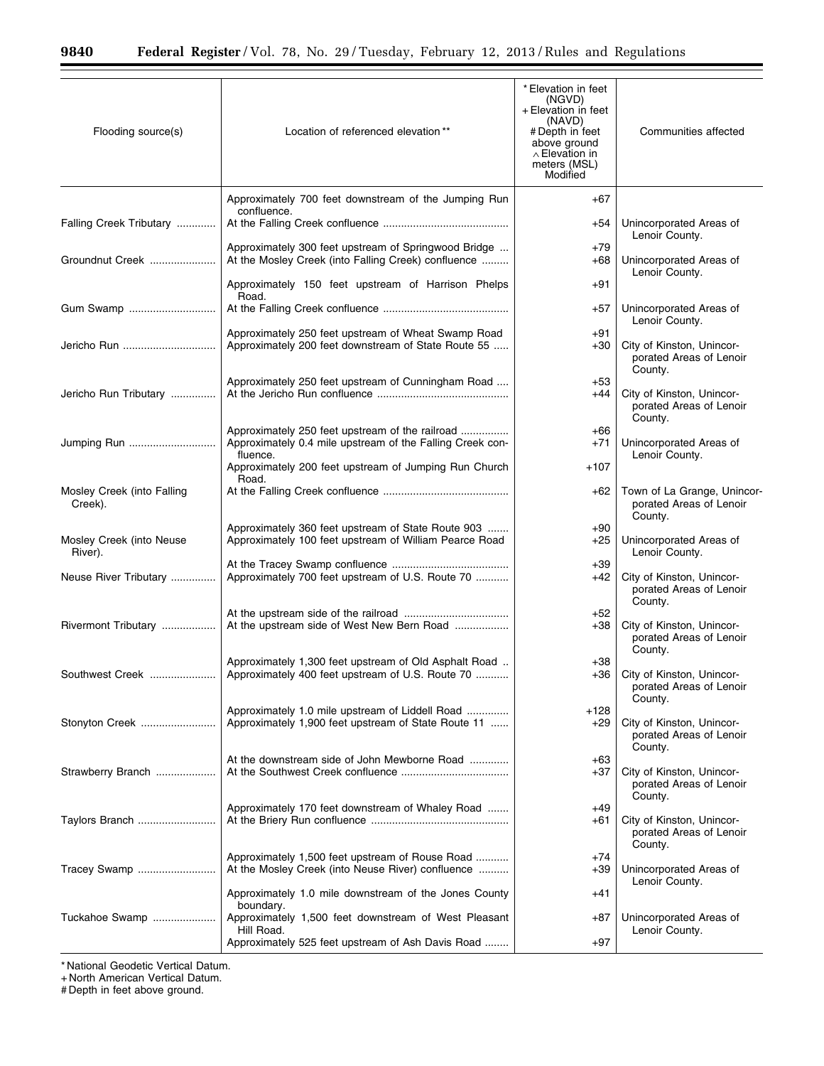| Flooding source(s) | Location of referenced elevation ** | * Elevation in feet (NGVD) + Elevation in feet (NAVD) # Depth in feet above ground ∧ Elevation in meters (MSL) Modified | Communities affected |
|---|---|---|---|
| | Approximately 700 feet downstream of the Jumping Run confluence. | +67 | |
| Falling Creek Tributary | At the Falling Creek confluence | +54 | Unincorporated Areas of Lenoir County. |
| | Approximately 300 feet upstream of Springwood Bridge | +79 | |
| Groundnut Creek | At the Mosley Creek (into Falling Creek) confluence | +68 | Unincorporated Areas of Lenoir County. |
| | Approximately 150 feet upstream of Harrison Phelps Road. | +91 | |
| Gum Swamp | At the Falling Creek confluence | +57 | Unincorporated Areas of Lenoir County. |
| | Approximately 250 feet upstream of Wheat Swamp Road | +91 | |
| Jericho Run | Approximately 200 feet downstream of State Route 55 | +30 | City of Kinston, Unincorporated Areas of Lenoir County. |
| | Approximately 250 feet upstream of Cunningham Road | +53 | |
| Jericho Run Tributary | At the Jericho Run confluence | +44 | City of Kinston, Unincorporated Areas of Lenoir County. |
| | Approximately 250 feet upstream of the railroad | +66 | |
| Jumping Run | Approximately 0.4 mile upstream of the Falling Creek confluence. | +71 | Unincorporated Areas of Lenoir County. |
| | Approximately 200 feet upstream of Jumping Run Church Road. | +107 | |
| Mosley Creek (into Falling Creek). | At the Falling Creek confluence | +62 | Town of La Grange, Unincorporated Areas of Lenoir County. |
| | Approximately 360 feet upstream of State Route 903 | +90 | |
| Mosley Creek (into Neuse River). | Approximately 100 feet upstream of William Pearce Road | +25 | Unincorporated Areas of Lenoir County. |
| | At the Tracey Swamp confluence | +39 | |
| Neuse River Tributary | Approximately 700 feet upstream of U.S. Route 70 | +42 | City of Kinston, Unincorporated Areas of Lenoir County. |
| | At the upstream side of the railroad | +52 | |
| Rivermont Tributary | At the upstream side of West New Bern Road | +38 | City of Kinston, Unincorporated Areas of Lenoir County. |
| | Approximately 1,300 feet upstream of Old Asphalt Road | +38 | |
| Southwest Creek | Approximately 400 feet upstream of U.S. Route 70 | +36 | City of Kinston, Unincorporated Areas of Lenoir County. |
| | Approximately 1.0 mile upstream of Liddell Road | +128 | |
| Stonyton Creek | Approximately 1,900 feet upstream of State Route 11 | +29 | City of Kinston, Unincorporated Areas of Lenoir County. |
| | At the downstream side of John Mewborne Road | +63 | |
| Strawberry Branch | At the Southwest Creek confluence | +37 | City of Kinston, Unincorporated Areas of Lenoir County. |
| | Approximately 170 feet downstream of Whaley Road | +49 | |
| Taylors Branch | At the Briery Run confluence | +61 | City of Kinston, Unincorporated Areas of Lenoir County. |
| | Approximately 1,500 feet upstream of Rouse Road | +74 | |
| Tracey Swamp | At the Mosley Creek (into Neuse River) confluence | +39 | Unincorporated Areas of Lenoir County. |
| | Approximately 1.0 mile downstream of the Jones County boundary. | +41 | |
| Tuckahoe Swamp | Approximately 1,500 feet downstream of West Pleasant Hill Road. | +87 | Unincorporated Areas of Lenoir County. |
| | Approximately 525 feet upstream of Ash Davis Road | +97 | |

* National Geodetic Vertical Datum.
+ North American Vertical Datum.
# Depth in feet above ground.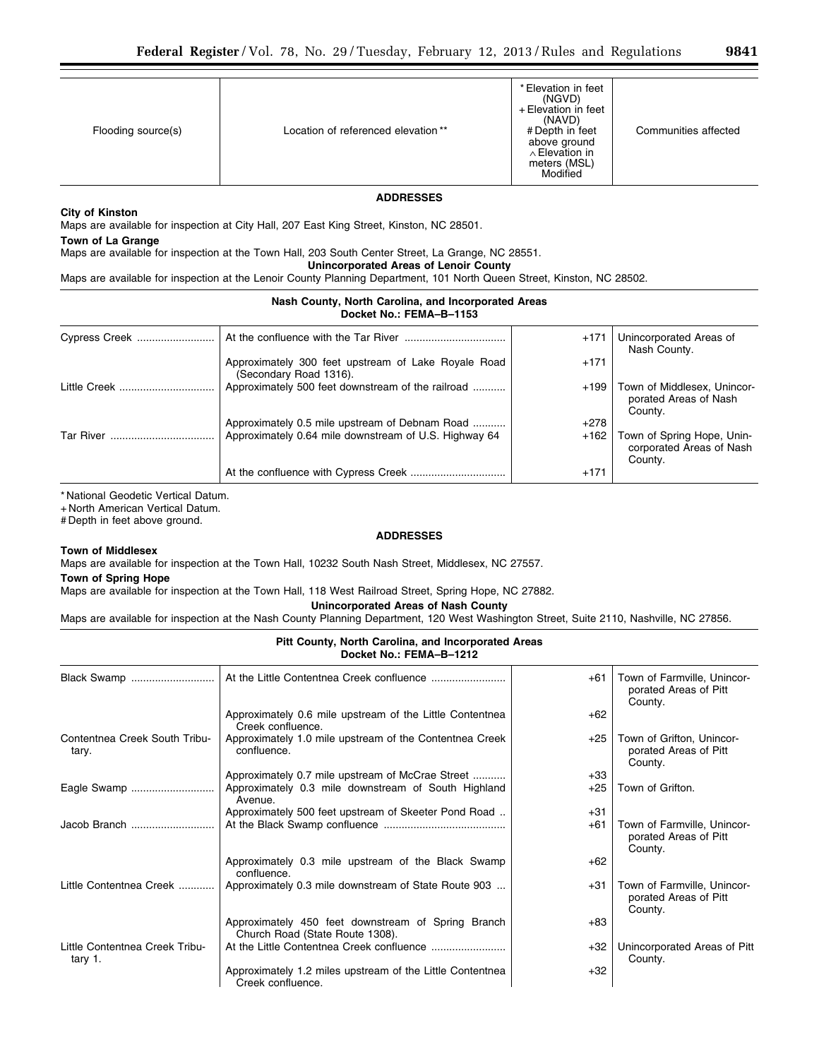| Flooding source(s) | Location of referenced elevation ** | * Elevation in feet (NGVD) + Elevation in feet (NAVD) # Depth in feet above ground ∧ Elevation in meters (MSL) Modified | Communities affected |
|---|---|---|---|

**ADDRESSES**

**City of Kinston**

Maps are available for inspection at City Hall, 207 East King Street, Kinston, NC 28501.

**Town of La Grange**

Maps are available for inspection at the Town Hall, 203 South Center Street, La Grange, NC 28551.

**Unincorporated Areas of Lenoir County**

Maps are available for inspection at the Lenoir County Planning Department, 101 North Queen Street, Kinston, NC 28502.

**Nash County, North Carolina, and Incorporated Areas**
**Docket No.: FEMA–B–1153**

| Flooding source(s) | Location of referenced elevation ** | Elevation | Communities affected |
|---|---|---|---|
| Cypress Creek | At the confluence with the Tar River | +171 | Unincorporated Areas of Nash County. |
| | Approximately 300 feet upstream of Lake Royale Road (Secondary Road 1316). | +171 | |
| Little Creek | Approximately 500 feet downstream of the railroad | +199 | Town of Middlesex, Unincorporated Areas of Nash County. |
| | Approximately 0.5 mile upstream of Debnam Road | +278 | |
| Tar River | Approximately 0.64 mile downstream of U.S. Highway 64 | +162 | Town of Spring Hope, Unincorporated Areas of Nash County. |
| | At the confluence with Cypress Creek | +171 | |

* National Geodetic Vertical Datum.
+ North American Vertical Datum.
# Depth in feet above ground.

**ADDRESSES**

**Town of Middlesex**

Maps are available for inspection at the Town Hall, 10232 South Nash Street, Middlesex, NC 27557.

**Town of Spring Hope**

Maps are available for inspection at the Town Hall, 118 West Railroad Street, Spring Hope, NC 27882.

**Unincorporated Areas of Nash County**

Maps are available for inspection at the Nash County Planning Department, 120 West Washington Street, Suite 2110, Nashville, NC 27856.

**Pitt County, North Carolina, and Incorporated Areas**
**Docket No.: FEMA–B–1212**

| Flooding source(s) | Location of referenced elevation ** | Elevation | Communities affected |
|---|---|---|---|
| Black Swamp | At the Little Contentnea Creek confluence | +61 | Town of Farmville, Unincorporated Areas of Pitt County. |
| | Approximately 0.6 mile upstream of the Little Contentnea Creek confluence. | +62 | |
| Contentnea Creek South Tributary. | Approximately 1.0 mile upstream of the Contentnea Creek confluence. | +25 | Town of Grifton, Unincorporated Areas of Pitt County. |
| | Approximately 0.7 mile upstream of McCrae Street | +33 | |
| Eagle Swamp | Approximately 0.3 mile downstream of South Highland Avenue. | +25 | Town of Grifton. |
| | Approximately 500 feet upstream of Skeeter Pond Road | +31 | |
| Jacob Branch | At the Black Swamp confluence | +61 | Town of Farmville, Unincorporated Areas of Pitt County. |
| | Approximately 0.3 mile upstream of the Black Swamp confluence. | +62 | |
| Little Contentnea Creek | Approximately 0.3 mile downstream of State Route 903 | +31 | Town of Farmville, Unincorporated Areas of Pitt County. |
| | Approximately 450 feet downstream of Spring Branch Church Road (State Route 1308). | +83 | |
| Little Contentnea Creek Tributary 1. | At the Little Contentnea Creek confluence | +32 | Unincorporated Areas of Pitt County. |
| | Approximately 1.2 miles upstream of the Little Contentnea Creek confluence. | +32 | |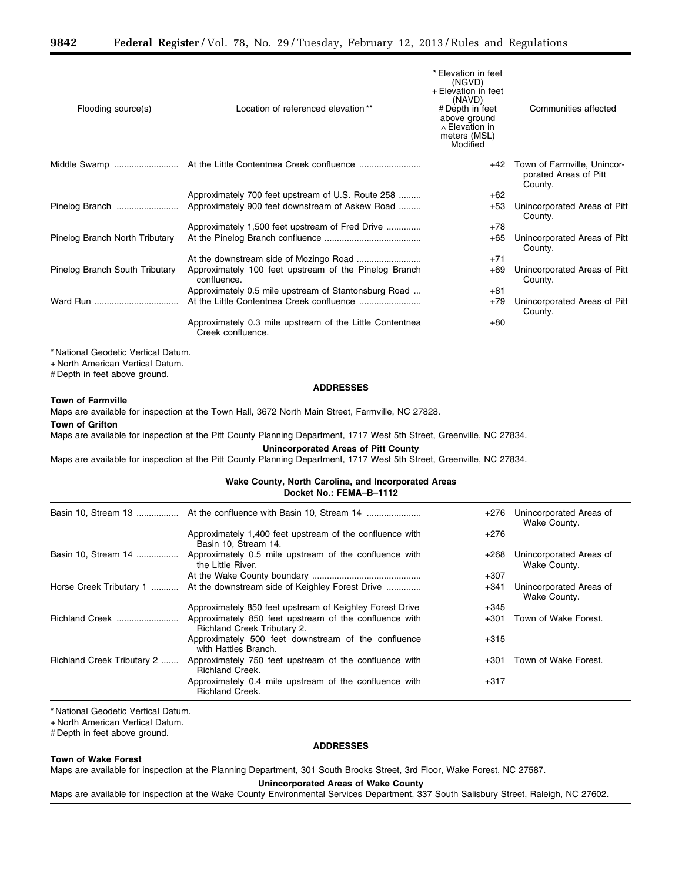| Flooding source(s) | Location of referenced elevation ** | * Elevation in feet (NGVD) + Elevation in feet (NAVD) # Depth in feet above ground ∧ Elevation in meters (MSL) Modified | Communities affected |
|---|---|---|---|
| Middle Swamp | At the Little Contentnea Creek confluence | +42 | Town of Farmville, Unincorporated Areas of Pitt County. |
| | Approximately 700 feet upstream of U.S. Route 258 | +62 | |
| Pinelog Branch | Approximately 900 feet downstream of Askew Road | +53 | Unincorporated Areas of Pitt County. |
| | Approximately 1,500 feet upstream of Fred Drive | +78 | |
| Pinelog Branch North Tributary | At the Pinelog Branch confluence | +65 | Unincorporated Areas of Pitt County. |
| | At the downstream side of Mozingo Road | +71 | |
| Pinelog Branch South Tributary | Approximately 100 feet upstream of the Pinelog Branch confluence. | +69 | Unincorporated Areas of Pitt County. |
| | Approximately 0.5 mile upstream of Stantonsburg Road | +81 | |
| Ward Run | At the Little Contentnea Creek confluence | +79 | Unincorporated Areas of Pitt County. |
| | Approximately 0.3 mile upstream of the Little Contentnea Creek confluence. | +80 | |

* National Geodetic Vertical Datum.
+ North American Vertical Datum.
# Depth in feet above ground.

**ADDRESSES**

**Town of Farmville**

Maps are available for inspection at the Town Hall, 3672 North Main Street, Farmville, NC 27828.

**Town of Grifton**

Maps are available for inspection at the Pitt County Planning Department, 1717 West 5th Street, Greenville, NC 27834.

**Unincorporated Areas of Pitt County**

Maps are available for inspection at the Pitt County Planning Department, 1717 West 5th Street, Greenville, NC 27834.

**Wake County, North Carolina, and Incorporated Areas**
**Docket No.: FEMA–B–1112**

| Flooding source(s) | Location of referenced elevation ** | Elevation | Communities affected |
|---|---|---|---|
| Basin 10, Stream 13 | At the confluence with Basin 10, Stream 14 | +276 | Unincorporated Areas of Wake County. |
| | Approximately 1,400 feet upstream of the confluence with Basin 10, Stream 14. | +276 | |
| Basin 10, Stream 14 | Approximately 0.5 mile upstream of the confluence with the Little River. | +268 | Unincorporated Areas of Wake County. |
| | At the Wake County boundary | +307 | |
| Horse Creek Tributary 1 | At the downstream side of Keighley Forest Drive | +341 | Unincorporated Areas of Wake County. |
| | Approximately 850 feet upstream of Keighley Forest Drive | +345 | |
| Richland Creek | Approximately 850 feet upstream of the confluence with Richland Creek Tributary 2. | +301 | Town of Wake Forest. |
| | Approximately 500 feet downstream of the confluence with Hattles Branch. | +315 | |
| Richland Creek Tributary 2 | Approximately 750 feet upstream of the confluence with Richland Creek. | +301 | Town of Wake Forest. |
| | Approximately 0.4 mile upstream of the confluence with Richland Creek. | +317 | |

* National Geodetic Vertical Datum.
+ North American Vertical Datum.
# Depth in feet above ground.

**ADDRESSES**

**Town of Wake Forest**

Maps are available for inspection at the Planning Department, 301 South Brooks Street, 3rd Floor, Wake Forest, NC 27587.

**Unincorporated Areas of Wake County**

Maps are available for inspection at the Wake County Environmental Services Department, 337 South Salisbury Street, Raleigh, NC 27602.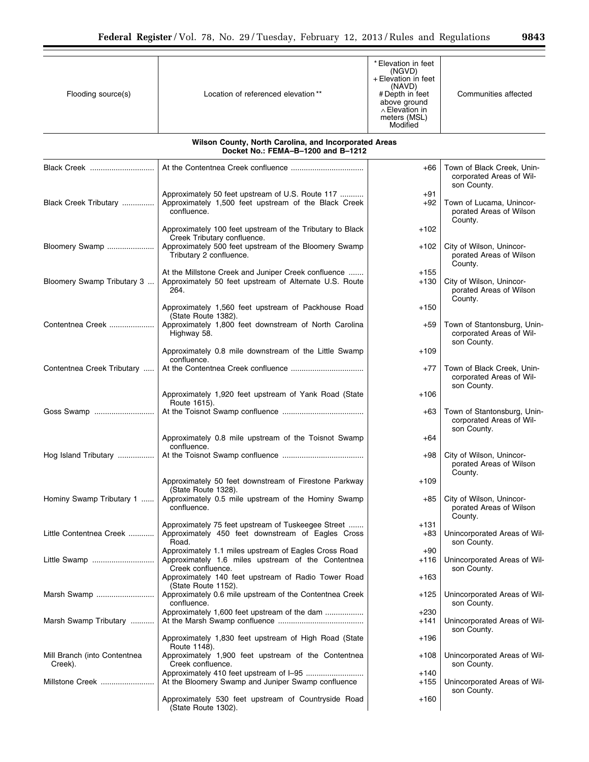| Flooding source(s) | Location of referenced elevation ** | * Elevation in feet (NGVD) + Elevation in feet (NAVD) # Depth in feet above ground ∧ Elevation in meters (MSL) Modified | Communities affected |
|---|---|---|---|
| **Wilson County, North Carolina, and Incorporated Areas Docket No.: FEMA–B–1200 and B–1212** | | | |
| Black Creek | At the Contentnea Creek confluence | +66 | Town of Black Creek, Unincorporated Areas of Wilson County. |
| | Approximately 50 feet upstream of U.S. Route 117 | +91 | |
| Black Creek Tributary | Approximately 1,500 feet upstream of the Black Creek confluence. | +92 | Town of Lucama, Unincorporated Areas of Wilson County. |
| | Approximately 100 feet upstream of the Tributary to Black Creek Tributary confluence. | +102 | |
| Bloomery Swamp | Approximately 500 feet upstream of the Bloomery Swamp Tributary 2 confluence. | +102 | City of Wilson, Unincorporated Areas of Wilson County. |
| | At the Millstone Creek and Juniper Creek confluence | +155 | |
| Bloomery Swamp Tributary 3 | Approximately 50 feet upstream of Alternate U.S. Route 264. | +130 | City of Wilson, Unincorporated Areas of Wilson County. |
| | Approximately 1,560 feet upstream of Packhouse Road (State Route 1382). | +150 | |
| Contentnea Creek | Approximately 1,800 feet downstream of North Carolina Highway 58. | +59 | Town of Stantonsburg, Unincorporated Areas of Wilson County. |
| | Approximately 0.8 mile downstream of the Little Swamp confluence. | +109 | |
| Contentnea Creek Tributary | At the Contentnea Creek confluence | +77 | Town of Black Creek, Unincorporated Areas of Wilson County. |
| | Approximately 1,920 feet upstream of Yank Road (State Route 1615). | +106 | |
| Goss Swamp | At the Toisnot Swamp confluence | +63 | Town of Stantonsburg, Unincorporated Areas of Wilson County. |
| | Approximately 0.8 mile upstream of the Toisnot Swamp confluence. | +64 | |
| Hog Island Tributary | At the Toisnot Swamp confluence | +98 | City of Wilson, Unincorporated Areas of Wilson County. |
| | Approximately 50 feet downstream of Firestone Parkway (State Route 1328). | +109 | |
| Hominy Swamp Tributary 1 | Approximately 0.5 mile upstream of the Hominy Swamp confluence. | +85 | City of Wilson, Unincorporated Areas of Wilson County. |
| | Approximately 75 feet upstream of Tuskeegee Street | +131 | |
| Little Contentnea Creek | Approximately 450 feet downstream of Eagles Cross Road. | +83 | Unincorporated Areas of Wilson County. |
| | Approximately 1.1 miles upstream of Eagles Cross Road | +90 | |
| Little Swamp | Approximately 1.6 miles upstream of the Contentnea Creek confluence. | +116 | Unincorporated Areas of Wilson County. |
| | Approximately 140 feet upstream of Radio Tower Road (State Route 1152). | +163 | |
| Marsh Swamp | Approximately 0.6 mile upstream of the Contentnea Creek confluence. | +125 | Unincorporated Areas of Wilson County. |
| | Approximately 1,600 feet upstream of the dam | +230 | |
| Marsh Swamp Tributary | At the Marsh Swamp confluence | +141 | Unincorporated Areas of Wilson County. |
| | Approximately 1,830 feet upstream of High Road (State Route 1148). | +196 | |
| Mill Branch (into Contentnea Creek). | Approximately 1,900 feet upstream of the Contentnea Creek confluence. | +108 | Unincorporated Areas of Wilson County. |
| | Approximately 410 feet upstream of I–95 | +140 | |
| Millstone Creek | At the Bloomery Swamp and Juniper Swamp confluence | +155 | Unincorporated Areas of Wilson County. |
| | Approximately 530 feet upstream of Countryside Road (State Route 1302). | +160 | |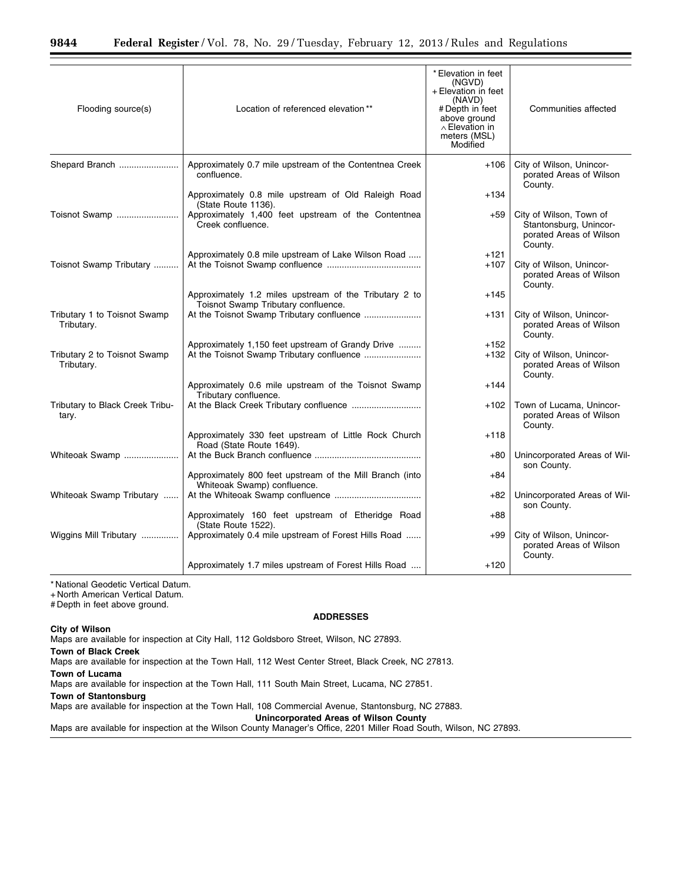| Flooding source(s) | Location of referenced elevation ** | * Elevation in feet (NGVD) + Elevation in feet (NAVD) # Depth in feet above ground ∧ Elevation in meters (MSL) Modified | Communities affected |
|---|---|---|---|
| Shepard Branch | Approximately 0.7 mile upstream of the Contentnea Creek confluence. | +106 | City of Wilson, Unincorporated Areas of Wilson County. |
| | Approximately 0.8 mile upstream of Old Raleigh Road (State Route 1136). | +134 | |
| Toisnot Swamp | Approximately 1,400 feet upstream of the Contentnea Creek confluence. | +59 | City of Wilson, Town of Stantonsburg, Unincorporated Areas of Wilson County. |
| | Approximately 0.8 mile upstream of Lake Wilson Road | +121 | |
| Toisnot Swamp Tributary | At the Toisnot Swamp confluence | +107 | City of Wilson, Unincorporated Areas of Wilson County. |
| | Approximately 1.2 miles upstream of the Tributary 2 to Toisnot Swamp Tributary confluence. | +145 | |
| Tributary 1 to Toisnot Swamp Tributary. | At the Toisnot Swamp Tributary confluence | +131 | City of Wilson, Unincorporated Areas of Wilson County. |
| | Approximately 1,150 feet upstream of Grandy Drive | +152 | |
| Tributary 2 to Toisnot Swamp Tributary. | At the Toisnot Swamp Tributary confluence | +132 | City of Wilson, Unincorporated Areas of Wilson County. |
| | Approximately 0.6 mile upstream of the Toisnot Swamp Tributary confluence. | +144 | |
| Tributary to Black Creek Tributary. | At the Black Creek Tributary confluence | +102 | Town of Lucama, Unincorporated Areas of Wilson County. |
| | Approximately 330 feet upstream of Little Rock Church Road (State Route 1649). | +118 | |
| Whiteoak Swamp | At the Buck Branch confluence | +80 | Unincorporated Areas of Wilson County. |
| | Approximately 800 feet upstream of the Mill Branch (into Whiteoak Swamp) confluence. | +84 | |
| Whiteoak Swamp Tributary | At the Whiteoak Swamp confluence | +82 | Unincorporated Areas of Wilson County. |
| | Approximately 160 feet upstream of Etheridge Road (State Route 1522). | +88 | |
| Wiggins Mill Tributary | Approximately 0.4 mile upstream of Forest Hills Road | +99 | City of Wilson, Unincorporated Areas of Wilson County. |
| | Approximately 1.7 miles upstream of Forest Hills Road | +120 | |

* National Geodetic Vertical Datum.
+ North American Vertical Datum.
# Depth in feet above ground.

**ADDRESSES**

**City of Wilson**
Maps are available for inspection at City Hall, 112 Goldsboro Street, Wilson, NC 27893.

**Town of Black Creek**
Maps are available for inspection at the Town Hall, 112 West Center Street, Black Creek, NC 27813.

**Town of Lucama**
Maps are available for inspection at the Town Hall, 111 South Main Street, Lucama, NC 27851.

**Town of Stantonsburg**
Maps are available for inspection at the Town Hall, 108 Commercial Avenue, Stantonsburg, NC 27883.

**Unincorporated Areas of Wilson County**
Maps are available for inspection at the Wilson County Manager's Office, 2201 Miller Road South, Wilson, NC 27893.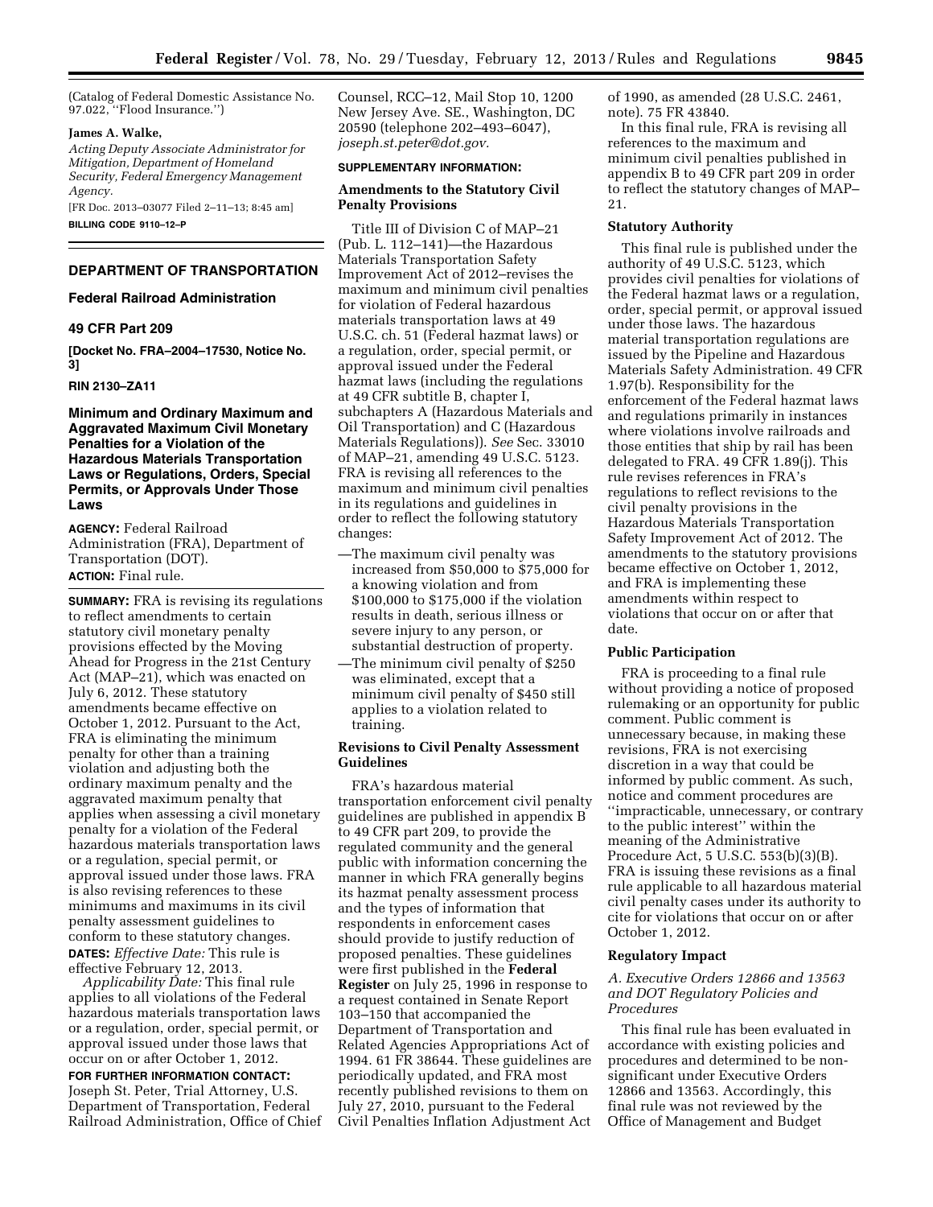(Catalog of Federal Domestic Assistance No. 97.022, ''Flood Insurance.'')

**James A. Walke,**

*Acting Deputy Associate Administrator for Mitigation, Department of Homeland Security, Federal Emergency Management Agency.*

[FR Doc. 2013–03077 Filed 2–11–13; 8:45 am]

**BILLING CODE 9110–12–P**

## DEPARTMENT OF TRANSPORTATION

### Federal Railroad Administration

### 49 CFR Part 209

**[Docket No. FRA–2004–17530, Notice No. 3]**

**RIN 2130–ZA11**

## Minimum and Ordinary Maximum and Aggravated Maximum Civil Monetary Penalties for a Violation of the Hazardous Materials Transportation Laws or Regulations, Orders, Special Permits, or Approvals Under Those Laws

**AGENCY:** Federal Railroad Administration (FRA), Department of Transportation (DOT).

**ACTION:** Final rule.

**SUMMARY:** FRA is revising its regulations to reflect amendments to certain statutory civil monetary penalty provisions effected by the Moving Ahead for Progress in the 21st Century Act (MAP–21), which was enacted on July 6, 2012. These statutory amendments became effective on October 1, 2012. Pursuant to the Act, FRA is eliminating the minimum penalty for other than a training violation and adjusting both the ordinary maximum penalty and the aggravated maximum penalty that applies when assessing a civil monetary penalty for a violation of the Federal hazardous materials transportation laws or a regulation, special permit, or approval issued under those laws. FRA is also revising references to these minimums and maximums in its civil penalty assessment guidelines to conform to these statutory changes.

**DATES:** *Effective Date:* This rule is effective February 12, 2013.

*Applicability Date:* This final rule applies to all violations of the Federal hazardous materials transportation laws or a regulation, order, special permit, or approval issued under those laws that occur on or after October 1, 2012.

**FOR FURTHER INFORMATION CONTACT:** Joseph St. Peter, Trial Attorney, U.S. Department of Transportation, Federal Railroad Administration, Office of Chief Counsel, RCC–12, Mail Stop 10, 1200 New Jersey Ave. SE., Washington, DC 20590 (telephone 202–493–6047), *joseph.st.peter@dot.gov.*

**SUPPLEMENTARY INFORMATION:**

### Amendments to the Statutory Civil Penalty Provisions

Title III of Division C of MAP–21 (Pub. L. 112–141)—the Hazardous Materials Transportation Safety Improvement Act of 2012–revises the maximum and minimum civil penalties for violation of Federal hazardous materials transportation laws at 49 U.S.C. ch. 51 (Federal hazmat laws) or a regulation, order, special permit, or approval issued under the Federal hazmat laws (including the regulations at 49 CFR subtitle B, chapter I, subchapters A (Hazardous Materials and Oil Transportation) and C (Hazardous Materials Regulations)). *See* Sec. 33010 of MAP–21, amending 49 U.S.C. 5123. FRA is revising all references to the maximum and minimum civil penalties in its regulations and guidelines in order to reflect the following statutory changes:

—The maximum civil penalty was increased from $50,000 to $75,000 for a knowing violation and from $100,000 to $175,000 if the violation results in death, serious illness or severe injury to any person, or substantial destruction of property.

—The minimum civil penalty of $250 was eliminated, except that a minimum civil penalty of $450 still applies to a violation related to training.

### Revisions to Civil Penalty Assessment Guidelines

FRA's hazardous material transportation enforcement civil penalty guidelines are published in appendix B to 49 CFR part 209, to provide the regulated community and the general public with information concerning the manner in which FRA generally begins its hazmat penalty assessment process and the types of information that respondents in enforcement cases should provide to justify reduction of proposed penalties. These guidelines were first published in the **Federal Register** on July 25, 1996 in response to a request contained in Senate Report 103–150 that accompanied the Department of Transportation and Related Agencies Appropriations Act of 1994. 61 FR 38644. These guidelines are periodically updated, and FRA most recently published revisions to them on July 27, 2010, pursuant to the Federal Civil Penalties Inflation Adjustment Act of 1990, as amended (28 U.S.C. 2461, note). 75 FR 43840.

In this final rule, FRA is revising all references to the maximum and minimum civil penalties published in appendix B to 49 CFR part 209 in order to reflect the statutory changes of MAP–21.

### Statutory Authority

This final rule is published under the authority of 49 U.S.C. 5123, which provides civil penalties for violations of the Federal hazmat laws or a regulation, order, special permit, or approval issued under those laws. The hazardous material transportation regulations are issued by the Pipeline and Hazardous Materials Safety Administration. 49 CFR 1.97(b). Responsibility for the enforcement of the Federal hazmat laws and regulations primarily in instances where violations involve railroads and those entities that ship by rail has been delegated to FRA. 49 CFR 1.89(j). This rule revises references in FRA's regulations to reflect revisions to the civil penalty provisions in the Hazardous Materials Transportation Safety Improvement Act of 2012. The amendments to the statutory provisions became effective on October 1, 2012, and FRA is implementing these amendments within respect to violations that occur on or after that date.

### Public Participation

FRA is proceeding to a final rule without providing a notice of proposed rulemaking or an opportunity for public comment. Public comment is unnecessary because, in making these revisions, FRA is not exercising discretion in a way that could be informed by public comment. As such, notice and comment procedures are ''impracticable, unnecessary, or contrary to the public interest'' within the meaning of the Administrative Procedure Act, 5 U.S.C. 553(b)(3)(B). FRA is issuing these revisions as a final rule applicable to all hazardous material civil penalty cases under its authority to cite for violations that occur on or after October 1, 2012.

### Regulatory Impact

#### *A. Executive Orders 12866 and 13563 and DOT Regulatory Policies and Procedures*

This final rule has been evaluated in accordance with existing policies and procedures and determined to be non-significant under Executive Orders 12866 and 13563. Accordingly, this final rule was not reviewed by the Office of Management and Budget